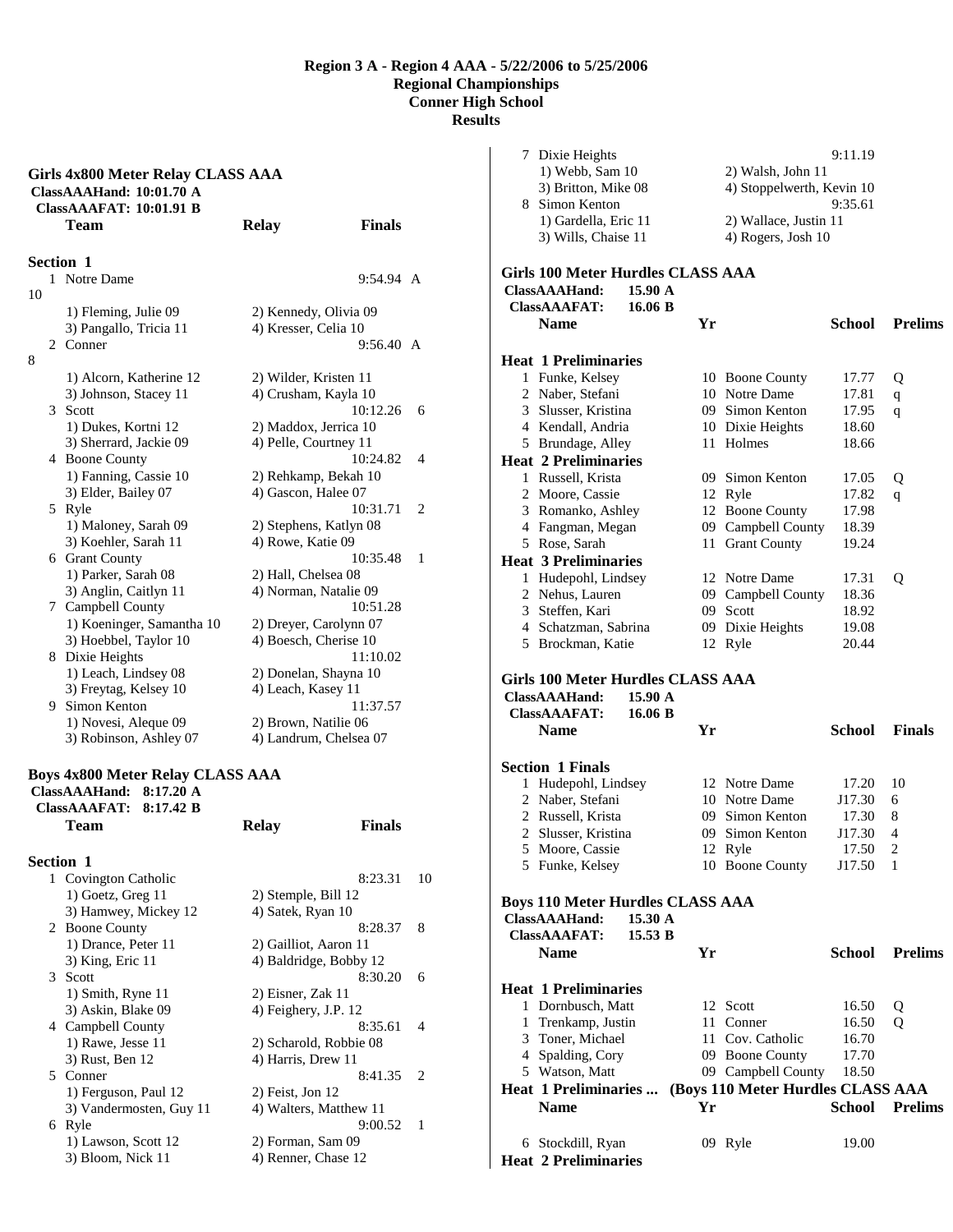# Region 3 A - Region 4 AAA - 5/22/2006 to 5/25/2006
## Regional Championships
## Conner High School
## Results

### Girls 4x800 Meter Relay CLASS AAA

ClassAAAHand: 10:01.70 A
ClassAAAFAT: 10:01.91 B

| | Team | Relay | Finals | |
|---|---|---|---|---|
| **Section 1** | | | | |
| 1 | Notre Dame | | 9:54.94 A | 10 |
| | 1) Fleming, Julie 09 | 2) Kennedy, Olivia 09 | | |
| | 3) Pangallo, Tricia 11 | 4) Kresser, Celia 10 | | |
| 2 | Conner | | 9:56.40 A | 8 |
| | 1) Alcorn, Katherine 12 | 2) Wilder, Kristen 11 | | |
| | 3) Johnson, Stacey 11 | 4) Crusham, Kayla 10 | | |
| 3 | Scott | | 10:12.26 | 6 |
| | 1) Dukes, Kortni 12 | 2) Maddox, Jerrica 10 | | |
| | 3) Sherrard, Jackie 09 | 4) Pelle, Courtney 11 | | |
| 4 | Boone County | | 10:24.82 | 4 |
| | 1) Fanning, Cassie 10 | 2) Rehkamp, Bekah 10 | | |
| | 3) Elder, Bailey 07 | 4) Gascon, Halee 07 | | |
| 5 | Ryle | | 10:31.71 | 2 |
| | 1) Maloney, Sarah 09 | 2) Stephens, Katlyn 08 | | |
| | 3) Koehler, Sarah 11 | 4) Rowe, Katie 09 | | |
| 6 | Grant County | | 10:35.48 | 1 |
| | 1) Parker, Sarah 08 | 2) Hall, Chelsea 08 | | |
| | 3) Anglin, Caitlyn 11 | 4) Norman, Natalie 09 | | |
| 7 | Campbell County | | 10:51.28 | |
| | 1) Koeninger, Samantha 10 | 2) Dreyer, Carolynn 07 | | |
| | 3) Hoebbel, Taylor 10 | 4) Boesch, Cherise 10 | | |
| 8 | Dixie Heights | | 11:10.02 | |
| | 1) Leach, Lindsey 08 | 2) Donelan, Shayna 10 | | |
| | 3) Freytag, Kelsey 10 | 4) Leach, Kasey 11 | | |
| 9 | Simon Kenton | | 11:37.57 | |
| | 1) Novesi, Aleque 09 | 2) Brown, Natilie 06 | | |
| | 3) Robinson, Ashley 07 | 4) Landrum, Chelsea 07 | | |

### Boys 4x800 Meter Relay CLASS AAA

ClassAAAHand: 8:17.20 A
ClassAAAFAT: 8:17.42 B

| | Team | Relay | Finals | |
|---|---|---|---|---|
| **Section 1** | | | | |
| 1 | Covington Catholic | | 8:23.31 | 10 |
| | 1) Goetz, Greg 11 | 2) Stemple, Bill 12 | | |
| | 3) Hamwey, Mickey 12 | 4) Satek, Ryan 10 | | |
| 2 | Boone County | | 8:28.37 | 8 |
| | 1) Drance, Peter 11 | 2) Gailliot, Aaron 11 | | |
| | 3) King, Eric 11 | 4) Baldridge, Bobby 12 | | |
| 3 | Scott | | 8:30.20 | 6 |
| | 1) Smith, Ryne 11 | 2) Eisner, Zak 11 | | |
| | 3) Askin, Blake 09 | 4) Feighery, J.P. 12 | | |
| 4 | Campbell County | | 8:35.61 | 4 |
| | 1) Rawe, Jesse 11 | 2) Scharold, Robbie 08 | | |
| | 3) Rust, Ben 12 | 4) Harris, Drew 11 | | |
| 5 | Conner | | 8:41.35 | 2 |
| | 1) Ferguson, Paul 12 | 2) Feist, Jon 12 | | |
| | 3) Vandermosten, Guy 11 | 4) Walters, Matthew 11 | | |
| 6 | Ryle | | 9:00.52 | 1 |
| | 1) Lawson, Scott 12 | 2) Forman, Sam 09 | | |
| | 3) Bloom, Nick 11 | 4) Renner, Chase 12 | | |
| 7 | Dixie Heights | | 9:11.19 | |
| | 1) Webb, Sam 10 | 2) Walsh, John 11 | | |
| | 3) Britton, Mike 08 | 4) Stoppelwerth, Kevin 10 | | |
| 8 | Simon Kenton | | 9:35.61 | |
| | 1) Gardella, Eric 11 | 2) Wallace, Justin 11 | | |
| | 3) Wills, Chaise 11 | 4) Rogers, Josh 10 | | |

### Girls 100 Meter Hurdles CLASS AAA

ClassAAAHand: 15.90 A
ClassAAAFAT: 16.06 B

| | Name | Yr | School | Prelims | |
|---|---|---|---|---|---|
| **Heat 1 Preliminaries** | | | | | |
| 1 | Funke, Kelsey | 10 | Boone County | 17.77 | Q |
| 2 | Naber, Stefani | 10 | Notre Dame | 17.81 | q |
| 3 | Slusser, Kristina | 09 | Simon Kenton | 17.95 | q |
| 4 | Kendall, Andria | 10 | Dixie Heights | 18.60 | |
| 5 | Brundage, Alley | 11 | Holmes | 18.66 | |
| **Heat 2 Preliminaries** | | | | | |
| 1 | Russell, Krista | 09 | Simon Kenton | 17.05 | Q |
| 2 | Moore, Cassie | 12 | Ryle | 17.82 | q |
| 3 | Romanko, Ashley | 12 | Boone County | 17.98 | |
| 4 | Fangman, Megan | 09 | Campbell County | 18.39 | |
| 5 | Rose, Sarah | 11 | Grant County | 19.24 | |
| **Heat 3 Preliminaries** | | | | | |
| 1 | Hudepohl, Lindsey | 12 | Notre Dame | 17.31 | Q |
| 2 | Nehus, Lauren | 09 | Campbell County | 18.36 | |
| 3 | Steffen, Kari | 09 | Scott | 18.92 | |
| 4 | Schatzman, Sabrina | 09 | Dixie Heights | 19.08 | |
| 5 | Brockman, Katie | 12 | Ryle | 20.44 | |

### Girls 100 Meter Hurdles CLASS AAA

ClassAAAHand: 15.90 A
ClassAAAFAT: 16.06 B

| | Name | Yr | School | Finals | |
|---|---|---|---|---|---|
| **Section 1 Finals** | | | | | |
| 1 | Hudepohl, Lindsey | 12 | Notre Dame | 17.20 | 10 |
| 2 | Naber, Stefani | 10 | Notre Dame | J17.30 | 6 |
| 2 | Russell, Krista | 09 | Simon Kenton | 17.30 | 8 |
| 2 | Slusser, Kristina | 09 | Simon Kenton | J17.30 | 4 |
| 5 | Moore, Cassie | 12 | Ryle | 17.50 | 2 |
| 5 | Funke, Kelsey | 10 | Boone County | J17.50 | 1 |

### Boys 110 Meter Hurdles CLASS AAA

ClassAAAHand: 15.30 A
ClassAAAFAT: 15.53 B

| | Name | Yr | School | Prelims | |
|---|---|---|---|---|---|
| **Heat 1 Preliminaries** | | | | | |
| 1 | Dornbusch, Matt | 12 | Scott | 16.50 | Q |
| 1 | Trenkamp, Justin | 11 | Conner | 16.50 | Q |
| 3 | Toner, Michael | 11 | Cov. Catholic | 16.70 | |
| 4 | Spalding, Cory | 09 | Boone County | 17.70 | |
| 5 | Watson, Matt | 09 | Campbell County | 18.50 | |
| 6 | Stockdill, Ryan | 09 | Ryle | 19.00 | |
| **Heat 2 Preliminaries** | | | | | |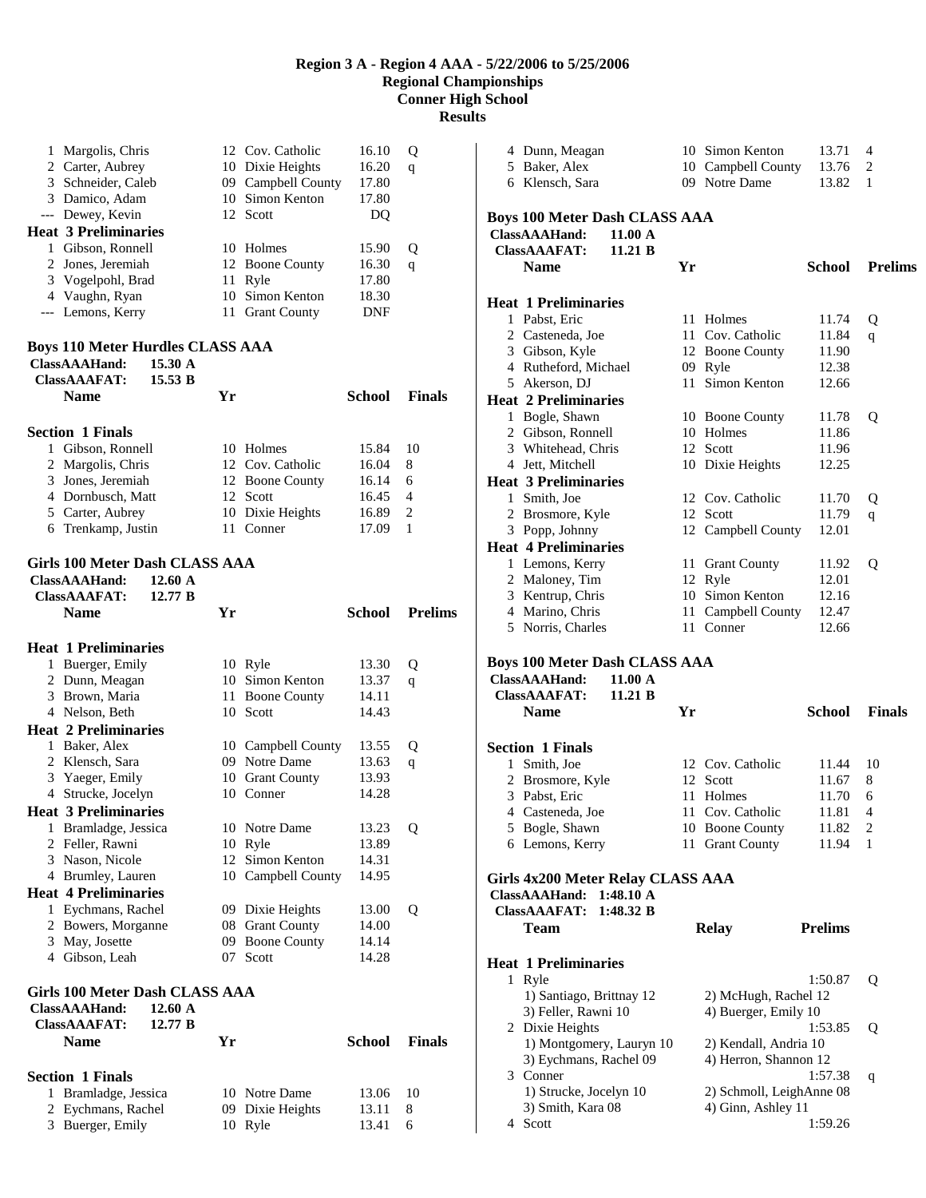# Region 3 A - Region 4 AAA - 5/22/2006 to 5/25/2006
## Regional Championships
## Conner High School
## Results

| | Name | Yr | School | Prelims | |
|---|---|---|---|---|---|
| 1 | Margolis, Chris | 12 | Cov. Catholic | 16.10 | Q |
| 2 | Carter, Aubrey | 10 | Dixie Heights | 16.20 | q |
| 3 | Schneider, Caleb | 09 | Campbell County | 17.80 | |
| 3 | Damico, Adam | 10 | Simon Kenton | 17.80 | |
| --- | Dewey, Kevin | 12 | Scott | DQ | |

**Heat 3 Preliminaries**

| | Name | Yr | School | Prelims | |
|---|---|---|---|---|---|
| 1 | Gibson, Ronnell | 10 | Holmes | 15.90 | Q |
| 2 | Jones, Jeremiah | 12 | Boone County | 16.30 | q |
| 3 | Vogelpohl, Brad | 11 | Ryle | 17.80 | |
| 4 | Vaughn, Ryan | 10 | Simon Kenton | 18.30 | |
| --- | Lemons, Kerry | 11 | Grant County | DNF | |

### Boys 110 Meter Hurdles CLASS AAA

ClassAAAHand: 15.30 A
ClassAAAFAT: 15.53 B

**Section 1 Finals**

| | Name | Yr | School | Finals | |
|---|---|---|---|---|---|
| 1 | Gibson, Ronnell | 10 | Holmes | 15.84 | 10 |
| 2 | Margolis, Chris | 12 | Cov. Catholic | 16.04 | 8 |
| 3 | Jones, Jeremiah | 12 | Boone County | 16.14 | 6 |
| 4 | Dornbusch, Matt | 12 | Scott | 16.45 | 4 |
| 5 | Carter, Aubrey | 10 | Dixie Heights | 16.89 | 2 |
| 6 | Trenkamp, Justin | 11 | Conner | 17.09 | 1 |

### Girls 100 Meter Dash CLASS AAA

ClassAAAHand: 12.60 A
ClassAAAFAT: 12.77 B

**Heat 1 Preliminaries**

| | Name | Yr | School | Prelims | |
|---|---|---|---|---|---|
| 1 | Buerger, Emily | 10 | Ryle | 13.30 | Q |
| 2 | Dunn, Meagan | 10 | Simon Kenton | 13.37 | q |
| 3 | Brown, Maria | 11 | Boone County | 14.11 | |
| 4 | Nelson, Beth | 10 | Scott | 14.43 | |

**Heat 2 Preliminaries**

| | Name | Yr | School | Prelims | |
|---|---|---|---|---|---|
| 1 | Baker, Alex | 10 | Campbell County | 13.55 | Q |
| 2 | Klensch, Sara | 09 | Notre Dame | 13.63 | q |
| 3 | Yaeger, Emily | 10 | Grant County | 13.93 | |
| 4 | Strucke, Jocelyn | 10 | Conner | 14.28 | |

**Heat 3 Preliminaries**

| | Name | Yr | School | Prelims | |
|---|---|---|---|---|---|
| 1 | Bramladge, Jessica | 10 | Notre Dame | 13.23 | Q |
| 2 | Feller, Rawni | 10 | Ryle | 13.89 | |
| 3 | Nason, Nicole | 12 | Simon Kenton | 14.31 | |
| 4 | Brumley, Lauren | 10 | Campbell County | 14.95 | |

**Heat 4 Preliminaries**

| | Name | Yr | School | Prelims | |
|---|---|---|---|---|---|
| 1 | Eychmans, Rachel | 09 | Dixie Heights | 13.00 | Q |
| 2 | Bowers, Morganne | 08 | Grant County | 14.00 | |
| 3 | May, Josette | 09 | Boone County | 14.14 | |
| 4 | Gibson, Leah | 07 | Scott | 14.28 | |

### Girls 100 Meter Dash CLASS AAA

ClassAAAHand: 12.60 A
ClassAAAFAT: 12.77 B

**Section 1 Finals**

| | Name | Yr | School | Finals | |
|---|---|---|---|---|---|
| 1 | Bramladge, Jessica | 10 | Notre Dame | 13.06 | 10 |
| 2 | Eychmans, Rachel | 09 | Dixie Heights | 13.11 | 8 |
| 3 | Buerger, Emily | 10 | Ryle | 13.41 | 6 |
| 4 | Dunn, Meagan | 10 | Simon Kenton | 13.71 | 4 |
| 5 | Baker, Alex | 10 | Campbell County | 13.76 | 2 |
| 6 | Klensch, Sara | 09 | Notre Dame | 13.82 | 1 |

### Boys 100 Meter Dash CLASS AAA

ClassAAAHand: 11.00 A
ClassAAAFAT: 11.21 B

**Heat 1 Preliminaries**

| | Name | Yr | School | Prelims | |
|---|---|---|---|---|---|
| 1 | Pabst, Eric | 11 | Holmes | 11.74 | Q |
| 2 | Casteneda, Joe | 11 | Cov. Catholic | 11.84 | q |
| 3 | Gibson, Kyle | 12 | Boone County | 11.90 | |
| 4 | Rutheford, Michael | 09 | Ryle | 12.38 | |
| 5 | Akerson, DJ | 11 | Simon Kenton | 12.66 | |

**Heat 2 Preliminaries**

| | Name | Yr | School | Prelims | |
|---|---|---|---|---|---|
| 1 | Bogle, Shawn | 10 | Boone County | 11.78 | Q |
| 2 | Gibson, Ronnell | 10 | Holmes | 11.86 | |
| 3 | Whitehead, Chris | 12 | Scott | 11.96 | |
| 4 | Jett, Mitchell | 10 | Dixie Heights | 12.25 | |

**Heat 3 Preliminaries**

| | Name | Yr | School | Prelims | |
|---|---|---|---|---|---|
| 1 | Smith, Joe | 12 | Cov. Catholic | 11.70 | Q |
| 2 | Brosmore, Kyle | 12 | Scott | 11.79 | q |
| 3 | Popp, Johnny | 12 | Campbell County | 12.01 | |

**Heat 4 Preliminaries**

| | Name | Yr | School | Prelims | |
|---|---|---|---|---|---|
| 1 | Lemons, Kerry | 11 | Grant County | 11.92 | Q |
| 2 | Maloney, Tim | 12 | Ryle | 12.01 | |
| 3 | Kentrup, Chris | 10 | Simon Kenton | 12.16 | |
| 4 | Marino, Chris | 11 | Campbell County | 12.47 | |
| 5 | Norris, Charles | 11 | Conner | 12.66 | |

### Boys 100 Meter Dash CLASS AAA

ClassAAAHand: 11.00 A
ClassAAAFAT: 11.21 B

**Section 1 Finals**

| | Name | Yr | School | Finals | |
|---|---|---|---|---|---|
| 1 | Smith, Joe | 12 | Cov. Catholic | 11.44 | 10 |
| 2 | Brosmore, Kyle | 12 | Scott | 11.67 | 8 |
| 3 | Pabst, Eric | 11 | Holmes | 11.70 | 6 |
| 4 | Casteneda, Joe | 11 | Cov. Catholic | 11.81 | 4 |
| 5 | Bogle, Shawn | 10 | Boone County | 11.82 | 2 |
| 6 | Lemons, Kerry | 11 | Grant County | 11.94 | 1 |

### Girls 4x200 Meter Relay CLASS AAA

ClassAAAHand: 1:48.10 A
ClassAAAFAT: 1:48.32 B

**Heat 1 Preliminaries**

| | Team | Relay | Prelims | |
|---|---|---|---|---|
| 1 | Ryle | | 1:50.87 | Q |
| | 1) Santiago, Brittnay 12 | 2) McHugh, Rachel 12 | | |
| | 3) Feller, Rawni 10 | 4) Buerger, Emily 10 | | |
| 2 | Dixie Heights | | 1:53.85 | Q |
| | 1) Montgomery, Lauryn 10 | 2) Kendall, Andria 10 | | |
| | 3) Eychmans, Rachel 09 | 4) Herron, Shannon 12 | | |
| 3 | Conner | | 1:57.38 | q |
| | 1) Strucke, Jocelyn 10 | 2) Schmoll, LeighAnne 08 | | |
| | 3) Smith, Kara 08 | 4) Ginn, Ashley 11 | | |
| 4 | Scott | | 1:59.26 | |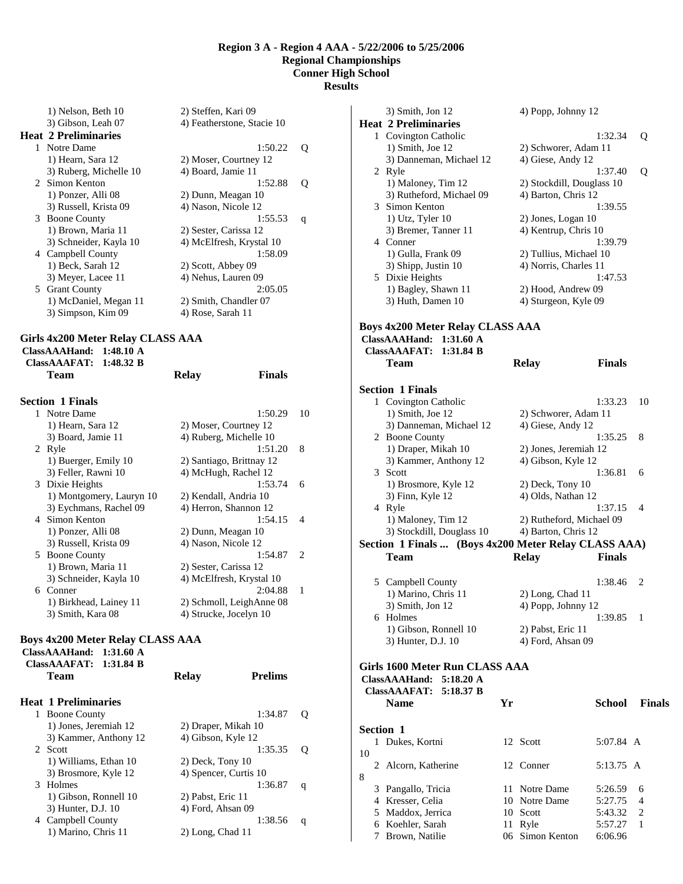# Region 3 A - Region 4 AAA - 5/22/2006 to 5/25/2006
## Regional Championships
## Conner High School
## Results

1) Nelson, Beth 10 — 2) Steffen, Kari 09
3) Gibson, Leah 07 — 4) Featherstone, Stacie 10

**Heat 2 Preliminaries**

| | Team | | Time | |
|---|---|---|---|---|
| 1 | Notre Dame | | 1:50.22 | Q |
| | 1) Hearn, Sara 12 | 2) Moser, Courtney 12 | | |
| | 3) Ruberg, Michelle 10 | 4) Board, Jamie 11 | | |
| 2 | Simon Kenton | | 1:52.88 | Q |
| | 1) Ponzer, Alli 08 | 2) Dunn, Meagan 10 | | |
| | 3) Russell, Krista 09 | 4) Nason, Nicole 12 | | |
| 3 | Boone County | | 1:55.53 | q |
| | 1) Brown, Maria 11 | 2) Sester, Carissa 12 | | |
| | 3) Schneider, Kayla 10 | 4) McElfresh, Krystal 10 | | |
| 4 | Campbell County | | 1:58.09 | |
| | 1) Beck, Sarah 12 | 2) Scott, Abbey 09 | | |
| | 3) Meyer, Lacee 11 | 4) Nehus, Lauren 09 | | |
| 5 | Grant County | | 2:05.05 | |
| | 1) McDaniel, Megan 11 | 2) Smith, Chandler 07 | | |
| | 3) Simpson, Kim 09 | 4) Rose, Sarah 11 | | |

### Girls 4x200 Meter Relay CLASS AAA

**ClassAAAHand: 1:48.10 A**
**ClassAAAFAT: 1:48.32 B**

**Section 1 Finals**

| | Team | Relay | Finals | Points |
|---|---|---|---|---|
| 1 | Notre Dame | | 1:50.29 | 10 |
| | 1) Hearn, Sara 12 | 2) Moser, Courtney 12 | | |
| | 3) Board, Jamie 11 | 4) Ruberg, Michelle 10 | | |
| 2 | Ryle | | 1:51.20 | 8 |
| | 1) Buerger, Emily 10 | 2) Santiago, Brittnay 12 | | |
| | 3) Feller, Rawni 10 | 4) McHugh, Rachel 12 | | |
| 3 | Dixie Heights | | 1:53.74 | 6 |
| | 1) Montgomery, Lauryn 10 | 2) Kendall, Andria 10 | | |
| | 3) Eychmans, Rachel 09 | 4) Herron, Shannon 12 | | |
| 4 | Simon Kenton | | 1:54.15 | 4 |
| | 1) Ponzer, Alli 08 | 2) Dunn, Meagan 10 | | |
| | 3) Russell, Krista 09 | 4) Nason, Nicole 12 | | |
| 5 | Boone County | | 1:54.87 | 2 |
| | 1) Brown, Maria 11 | 2) Sester, Carissa 12 | | |
| | 3) Schneider, Kayla 10 | 4) McElfresh, Krystal 10 | | |
| 6 | Conner | | 2:04.88 | 1 |
| | 1) Birkhead, Lainey 11 | 2) Schmoll, LeighAnne 08 | | |
| | 3) Smith, Kara 08 | 4) Strucke, Jocelyn 10 | | |

### Boys 4x200 Meter Relay CLASS AAA

**ClassAAAHand: 1:31.60 A**
**ClassAAAFAT: 1:31.84 B**

**Heat 1 Preliminaries**

| | Team | Relay | Prelims | |
|---|---|---|---|---|
| 1 | Boone County | | 1:34.87 | Q |
| | 1) Jones, Jeremiah 12 | 2) Draper, Mikah 10 | | |
| | 3) Kammer, Anthony 12 | 4) Gibson, Kyle 12 | | |
| 2 | Scott | | 1:35.35 | Q |
| | 1) Williams, Ethan 10 | 2) Deck, Tony 10 | | |
| | 3) Brosmore, Kyle 12 | 4) Spencer, Curtis 10 | | |
| 3 | Holmes | | 1:36.87 | q |
| | 1) Gibson, Ronnell 10 | 2) Pabst, Eric 11 | | |
| | 3) Hunter, D.J. 10 | 4) Ford, Ahsan 09 | | |
| 4 | Campbell County | | 1:38.56 | q |
| | 1) Marino, Chris 11 | 2) Long, Chad 11 | | |
| | 3) Smith, Jon 12 | 4) Popp, Johnny 12 | | |

**Heat 2 Preliminaries**

| | Team | Relay | Prelims | |
|---|---|---|---|---|
| 1 | Covington Catholic | | 1:32.34 | Q |
| | 1) Smith, Joe 12 | 2) Schworer, Adam 11 | | |
| | 3) Danneman, Michael 12 | 4) Giese, Andy 12 | | |
| 2 | Ryle | | 1:37.40 | Q |
| | 1) Maloney, Tim 12 | 2) Stockdill, Douglass 10 | | |
| | 3) Rutheford, Michael 09 | 4) Barton, Chris 12 | | |
| 3 | Simon Kenton | | 1:39.55 | |
| | 1) Utz, Tyler 10 | 2) Jones, Logan 10 | | |
| | 3) Bremer, Tanner 11 | 4) Kentrup, Chris 10 | | |
| 4 | Conner | | 1:39.79 | |
| | 1) Gulla, Frank 09 | 2) Tullius, Michael 10 | | |
| | 3) Shipp, Justin 10 | 4) Norris, Charles 11 | | |
| 5 | Dixie Heights | | 1:47.53 | |
| | 1) Bagley, Shawn 11 | 2) Hood, Andrew 09 | | |
| | 3) Huth, Damen 10 | 4) Sturgeon, Kyle 09 | | |

### Boys 4x200 Meter Relay CLASS AAA

**ClassAAAHand: 1:31.60 A**
**ClassAAAFAT: 1:31.84 B**

**Section 1 Finals**

| | Team | Relay | Finals | Points |
|---|---|---|---|---|
| 1 | Covington Catholic | | 1:33.23 | 10 |
| | 1) Smith, Joe 12 | 2) Schworer, Adam 11 | | |
| | 3) Danneman, Michael 12 | 4) Giese, Andy 12 | | |
| 2 | Boone County | | 1:35.25 | 8 |
| | 1) Draper, Mikah 10 | 2) Jones, Jeremiah 12 | | |
| | 3) Kammer, Anthony 12 | 4) Gibson, Kyle 12 | | |
| 3 | Scott | | 1:36.81 | 6 |
| | 1) Brosmore, Kyle 12 | 2) Deck, Tony 10 | | |
| | 3) Finn, Kyle 12 | 4) Olds, Nathan 12 | | |
| 4 | Ryle | | 1:37.15 | 4 |
| | 1) Maloney, Tim 12 | 2) Rutheford, Michael 09 | | |
| | 3) Stockdill, Douglass 10 | 4) Barton, Chris 12 | | |
| 5 | Campbell County | | 1:38.46 | 2 |
| | 1) Marino, Chris 11 | 2) Long, Chad 11 | | |
| | 3) Smith, Jon 12 | 4) Popp, Johnny 12 | | |
| 6 | Holmes | | 1:39.85 | 1 |
| | 1) Gibson, Ronnell 10 | 2) Pabst, Eric 11 | | |
| | 3) Hunter, D.J. 10 | 4) Ford, Ahsan 09 | | |

### Girls 1600 Meter Run CLASS AAA

**ClassAAAHand: 5:18.20 A**
**ClassAAAFAT: 5:18.37 B**

**Section 1**

| | Name | Yr | School | Finals | Points |
|---|---|---|---|---|---|
| 1 | Dukes, Kortni | 12 | Scott | 5:07.84 A | 10 |
| 2 | Alcorn, Katherine | 12 | Conner | 5:13.75 A | 8 |
| 3 | Pangallo, Tricia | 11 | Notre Dame | 5:26.59 | 6 |
| 4 | Kresser, Celia | 10 | Notre Dame | 5:27.75 | 4 |
| 5 | Maddox, Jerrica | 10 | Scott | 5:43.32 | 2 |
| 6 | Koehler, Sarah | 11 | Ryle | 5:57.27 | 1 |
| 7 | Brown, Natilie | 06 | Simon Kenton | 6:06.96 | |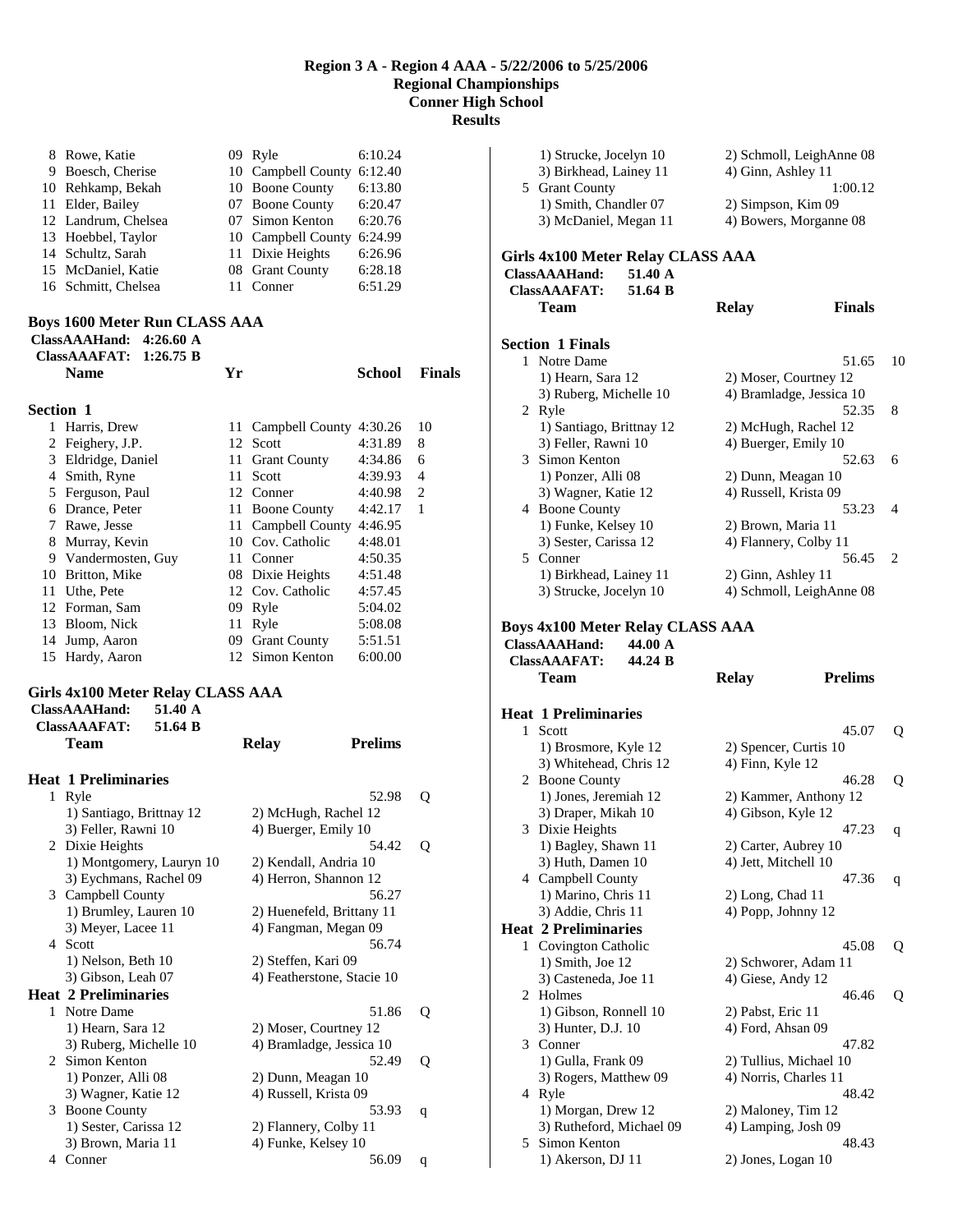# Region 3 A - Region 4 AAA - 5/22/2006 to 5/25/2006
## Regional Championships
## Conner High School
## Results

| | Name | Yr | School | Finals | |
|---|---|---|---|---|---|
| 8 | Rowe, Katie | 09 | Ryle | 6:10.24 | |
| 9 | Boesch, Cherise | 10 | Campbell County | 6:12.40 | |
| 10 | Rehkamp, Bekah | 10 | Boone County | 6:13.80 | |
| 11 | Elder, Bailey | 07 | Boone County | 6:20.47 | |
| 12 | Landrum, Chelsea | 07 | Simon Kenton | 6:20.76 | |
| 13 | Hoebbel, Taylor | 10 | Campbell County | 6:24.99 | |
| 14 | Schultz, Sarah | 11 | Dixie Heights | 6:26.96 | |
| 15 | McDaniel, Katie | 08 | Grant County | 6:28.18 | |
| 16 | Schmitt, Chelsea | 11 | Conner | 6:51.29 | |

### Boys 1600 Meter Run CLASS AAA

**ClassAAAHand: 4:26.60 A**
**ClassAAAFAT: 1:26.75 B**

**Section 1**

| | Name | Yr | School | Finals | |
|---|---|---|---|---|---|
| 1 | Harris, Drew | 11 | Campbell County | 4:30.26 | 10 |
| 2 | Feighery, J.P. | 12 | Scott | 4:31.89 | 8 |
| 3 | Eldridge, Daniel | 11 | Grant County | 4:34.86 | 6 |
| 4 | Smith, Ryne | 11 | Scott | 4:39.93 | 4 |
| 5 | Ferguson, Paul | 12 | Conner | 4:40.98 | 2 |
| 6 | Drance, Peter | 11 | Boone County | 4:42.17 | 1 |
| 7 | Rawe, Jesse | 11 | Campbell County | 4:46.95 | |
| 8 | Murray, Kevin | 10 | Cov. Catholic | 4:48.01 | |
| 9 | Vandermosten, Guy | 11 | Conner | 4:50.35 | |
| 10 | Britton, Mike | 08 | Dixie Heights | 4:51.48 | |
| 11 | Uthe, Pete | 12 | Cov. Catholic | 4:57.45 | |
| 12 | Forman, Sam | 09 | Ryle | 5:04.02 | |
| 13 | Bloom, Nick | 11 | Ryle | 5:08.08 | |
| 14 | Jump, Aaron | 09 | Grant County | 5:51.51 | |
| 15 | Hardy, Aaron | 12 | Simon Kenton | 6:00.00 | |

### Girls 4x100 Meter Relay CLASS AAA

**ClassAAAHand: 51.40 A**
**ClassAAAFAT: 51.64 B**

**Team — Relay — Prelims**

**Heat 1 Preliminaries**

1 Ryle — 52.98 Q
 1) Santiago, Brittnay 12 2) McHugh, Rachel 12
 3) Feller, Rawni 10 4) Buerger, Emily 10

2 Dixie Heights — 54.42 Q
 1) Montgomery, Lauryn 10 2) Kendall, Andria 10
 3) Eychmans, Rachel 09 4) Herron, Shannon 12

3 Campbell County — 56.27
 1) Brumley, Lauren 10 2) Huenefeld, Brittany 11
 3) Meyer, Lacee 11 4) Fangman, Megan 09

4 Scott — 56.74
 1) Nelson, Beth 10 2) Steffen, Kari 09
 3) Gibson, Leah 07 4) Featherstone, Stacie 10

**Heat 2 Preliminaries**

1 Notre Dame — 51.86 Q
 1) Hearn, Sara 12 2) Moser, Courtney 12
 3) Ruberg, Michelle 10 4) Bramladge, Jessica 10

2 Simon Kenton — 52.49 Q
 1) Ponzer, Alli 08 2) Dunn, Meagan 10
 3) Wagner, Katie 12 4) Russell, Krista 09

3 Boone County — 53.93 q
 1) Sester, Carissa 12 2) Flannery, Colby 11
 3) Brown, Maria 11 4) Funke, Kelsey 10

4 Conner — 56.09 q
 1) Strucke, Jocelyn 10 2) Schmoll, LeighAnne 08
 3) Birkhead, Lainey 11 4) Ginn, Ashley 11

5 Grant County — 1:00.12
 1) Smith, Chandler 07 2) Simpson, Kim 09
 3) McDaniel, Megan 11 4) Bowers, Morganne 08

### Girls 4x100 Meter Relay CLASS AAA

**ClassAAAHand: 51.40 A**
**ClassAAAFAT: 51.64 B**

**Team — Relay — Finals**

**Section 1 Finals**

1 Notre Dame — 51.65 10
 1) Hearn, Sara 12 2) Moser, Courtney 12
 3) Ruberg, Michelle 10 4) Bramladge, Jessica 10

2 Ryle — 52.35 8
 1) Santiago, Brittnay 12 2) McHugh, Rachel 12
 3) Feller, Rawni 10 4) Buerger, Emily 10

3 Simon Kenton — 52.63 6
 1) Ponzer, Alli 08 2) Dunn, Meagan 10
 3) Wagner, Katie 12 4) Russell, Krista 09

4 Boone County — 53.23 4
 1) Funke, Kelsey 10 2) Brown, Maria 11
 3) Sester, Carissa 12 4) Flannery, Colby 11

5 Conner — 56.45 2
 1) Birkhead, Lainey 11 2) Ginn, Ashley 11
 3) Strucke, Jocelyn 10 4) Schmoll, LeighAnne 08

### Boys 4x100 Meter Relay CLASS AAA

**ClassAAAHand: 44.00 A**
**ClassAAAFAT: 44.24 B**

**Team — Relay — Prelims**

**Heat 1 Preliminaries**

1 Scott — 45.07 Q
 1) Brosmore, Kyle 12 2) Spencer, Curtis 10
 3) Whitehead, Chris 12 4) Finn, Kyle 12

2 Boone County — 46.28 Q
 1) Jones, Jeremiah 12 2) Kammer, Anthony 12
 3) Draper, Mikah 10 4) Gibson, Kyle 12

3 Dixie Heights — 47.23 q
 1) Bagley, Shawn 11 2) Carter, Aubrey 10
 3) Huth, Damen 10 4) Jett, Mitchell 10

4 Campbell County — 47.36 q
 1) Marino, Chris 11 2) Long, Chad 11
 3) Addie, Chris 11 4) Popp, Johnny 12

**Heat 2 Preliminaries**

1 Covington Catholic — 45.08 Q
 1) Smith, Joe 12 2) Schworer, Adam 11
 3) Casteneda, Joe 11 4) Giese, Andy 12

2 Holmes — 46.46 Q
 1) Gibson, Ronnell 10 2) Pabst, Eric 11
 3) Hunter, D.J. 10 4) Ford, Ahsan 09

3 Conner — 47.82
 1) Gulla, Frank 09 2) Tullius, Michael 10
 3) Rogers, Matthew 09 4) Norris, Charles 11

4 Ryle — 48.42
 1) Morgan, Drew 12 2) Maloney, Tim 12
 3) Rutheford, Michael 09 4) Lamping, Josh 09

5 Simon Kenton — 48.43
 1) Akerson, DJ 11 2) Jones, Logan 10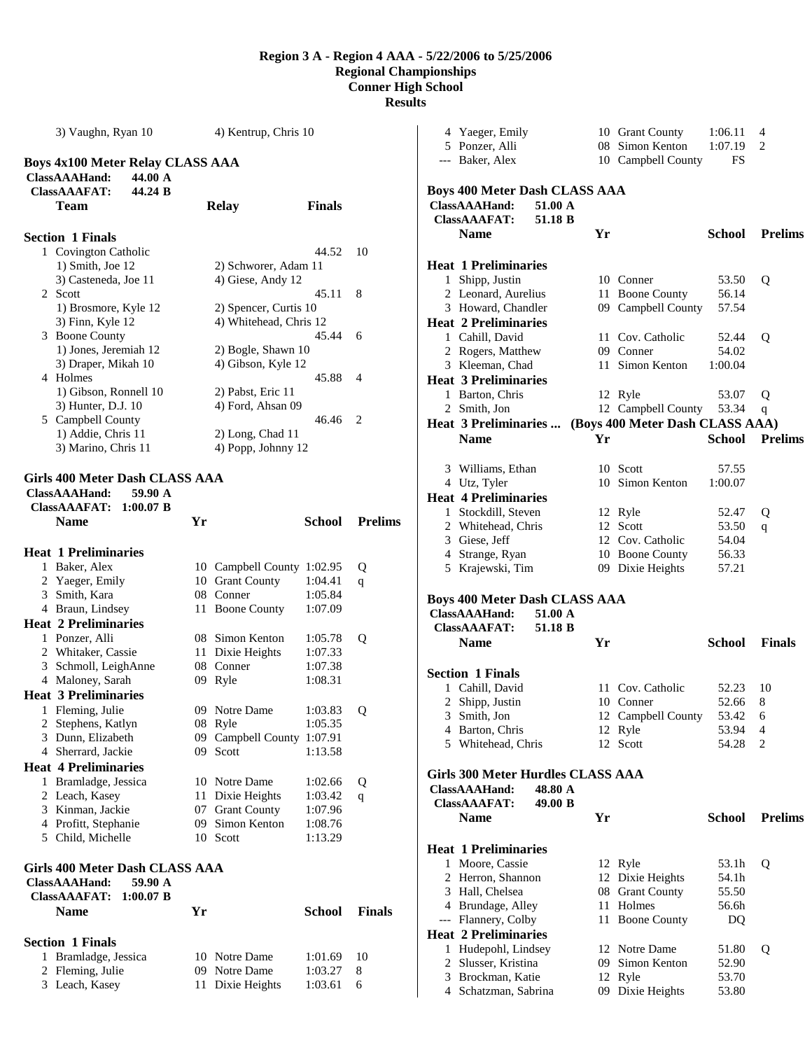# Region 3 A - Region 4 AAA - 5/22/2006 to 5/25/2006
## Regional Championships
## Conner High School
## Results

3) Vaughn, Ryan 10 | 4) Kentrup, Chris 10

### Boys 4x100 Meter Relay CLASS AAA

ClassAAAHand: 44.00 A
ClassAAAFAT: 44.24 B

| | Team | Relay | Finals | |
|---|---|---|---|---|
| **Section 1 Finals** | | | | |
| 1 | Covington Catholic | | 44.52 | 10 |
| | 1) Smith, Joe 12 | 2) Schworer, Adam 11 | | |
| | 3) Casteneda, Joe 11 | 4) Giese, Andy 12 | | |
| 2 | Scott | | 45.11 | 8 |
| | 1) Brosmore, Kyle 12 | 2) Spencer, Curtis 10 | | |
| | 3) Finn, Kyle 12 | 4) Whitehead, Chris 12 | | |
| 3 | Boone County | | 45.44 | 6 |
| | 1) Jones, Jeremiah 12 | 2) Bogle, Shawn 10 | | |
| | 3) Draper, Mikah 10 | 4) Gibson, Kyle 12 | | |
| 4 | Holmes | | 45.88 | 4 |
| | 1) Gibson, Ronnell 10 | 2) Pabst, Eric 11 | | |
| | 3) Hunter, D.J. 10 | 4) Ford, Ahsan 09 | | |
| 5 | Campbell County | | 46.46 | 2 |
| | 1) Addie, Chris 11 | 2) Long, Chad 11 | | |
| | 3) Marino, Chris 11 | 4) Popp, Johnny 12 | | |

### Girls 400 Meter Dash CLASS AAA

ClassAAAHand: 59.90 A
ClassAAAFAT: 1:00.07 B

| | Name | Yr | School | Prelims | |
|---|---|---|---|---|---|
| **Heat 1 Preliminaries** | | | | | |
| 1 | Baker, Alex | 10 | Campbell County | 1:02.95 | Q |
| 2 | Yaeger, Emily | 10 | Grant County | 1:04.41 | q |
| 3 | Smith, Kara | 08 | Conner | 1:05.84 | |
| 4 | Braun, Lindsey | 11 | Boone County | 1:07.09 | |
| **Heat 2 Preliminaries** | | | | | |
| 1 | Ponzer, Alli | 08 | Simon Kenton | 1:05.78 | Q |
| 2 | Whitaker, Cassie | 11 | Dixie Heights | 1:07.33 | |
| 3 | Schmoll, LeighAnne | 08 | Conner | 1:07.38 | |
| 4 | Maloney, Sarah | 09 | Ryle | 1:08.31 | |
| **Heat 3 Preliminaries** | | | | | |
| 1 | Fleming, Julie | 09 | Notre Dame | 1:03.83 | Q |
| 2 | Stephens, Katlyn | 08 | Ryle | 1:05.35 | |
| 3 | Dunn, Elizabeth | 09 | Campbell County | 1:07.91 | |
| 4 | Sherrard, Jackie | 09 | Scott | 1:13.58 | |
| **Heat 4 Preliminaries** | | | | | |
| 1 | Bramladge, Jessica | 10 | Notre Dame | 1:02.66 | Q |
| 2 | Leach, Kasey | 11 | Dixie Heights | 1:03.42 | q |
| 3 | Kinman, Jackie | 07 | Grant County | 1:07.96 | |
| 4 | Profitt, Stephanie | 09 | Simon Kenton | 1:08.76 | |
| 5 | Child, Michelle | 10 | Scott | 1:13.29 | |

### Girls 400 Meter Dash CLASS AAA

ClassAAAHand: 59.90 A
ClassAAAFAT: 1:00.07 B

| | Name | Yr | School | Finals | |
|---|---|---|---|---|---|
| **Section 1 Finals** | | | | | |
| 1 | Bramladge, Jessica | 10 | Notre Dame | 1:01.69 | 10 |
| 2 | Fleming, Julie | 09 | Notre Dame | 1:03.27 | 8 |
| 3 | Leach, Kasey | 11 | Dixie Heights | 1:03.61 | 6 |
| 4 | Yaeger, Emily | 10 | Grant County | 1:06.11 | 4 |
| 5 | Ponzer, Alli | 08 | Simon Kenton | 1:07.19 | 2 |
| --- | Baker, Alex | 10 | Campbell County | FS | |

### Boys 400 Meter Dash CLASS AAA

ClassAAAHand: 51.00 A
ClassAAAFAT: 51.18 B

| | Name | Yr | School | Prelims | |
|---|---|---|---|---|---|
| **Heat 1 Preliminaries** | | | | | |
| 1 | Shipp, Justin | 10 | Conner | 53.50 | Q |
| 2 | Leonard, Aurelius | 11 | Boone County | 56.14 | |
| 3 | Howard, Chandler | 09 | Campbell County | 57.54 | |
| **Heat 2 Preliminaries** | | | | | |
| 1 | Cahill, David | 11 | Cov. Catholic | 52.44 | Q |
| 2 | Rogers, Matthew | 09 | Conner | 54.02 | |
| 3 | Kleeman, Chad | 11 | Simon Kenton | 1:00.04 | |
| **Heat 3 Preliminaries** | | | | | |
| 1 | Barton, Chris | 12 | Ryle | 53.07 | Q |
| 2 | Smith, Jon | 12 | Campbell County | 53.34 | q |
| 3 | Williams, Ethan | 10 | Scott | 57.55 | |
| 4 | Utz, Tyler | 10 | Simon Kenton | 1:00.07 | |
| **Heat 4 Preliminaries** | | | | | |
| 1 | Stockdill, Steven | 12 | Ryle | 52.47 | Q |
| 2 | Whitehead, Chris | 12 | Scott | 53.50 | q |
| 3 | Giese, Jeff | 12 | Cov. Catholic | 54.04 | |
| 4 | Strange, Ryan | 10 | Boone County | 56.33 | |
| 5 | Krajewski, Tim | 09 | Dixie Heights | 57.21 | |

### Boys 400 Meter Dash CLASS AAA

ClassAAAHand: 51.00 A
ClassAAAFAT: 51.18 B

| | Name | Yr | School | Finals | |
|---|---|---|---|---|---|
| **Section 1 Finals** | | | | | |
| 1 | Cahill, David | 11 | Cov. Catholic | 52.23 | 10 |
| 2 | Shipp, Justin | 10 | Conner | 52.66 | 8 |
| 3 | Smith, Jon | 12 | Campbell County | 53.42 | 6 |
| 4 | Barton, Chris | 12 | Ryle | 53.94 | 4 |
| 5 | Whitehead, Chris | 12 | Scott | 54.28 | 2 |

### Girls 300 Meter Hurdles CLASS AAA

ClassAAAHand: 48.80 A
ClassAAAFAT: 49.00 B

| | Name | Yr | School | Prelims | |
|---|---|---|---|---|---|
| **Heat 1 Preliminaries** | | | | | |
| 1 | Moore, Cassie | 12 | Ryle | 53.1h | Q |
| 2 | Herron, Shannon | 12 | Dixie Heights | 54.1h | |
| 3 | Hall, Chelsea | 08 | Grant County | 55.50 | |
| 4 | Brundage, Alley | 11 | Holmes | 56.6h | |
| --- | Flannery, Colby | 11 | Boone County | DQ | |
| **Heat 2 Preliminaries** | | | | | |
| 1 | Hudepohl, Lindsey | 12 | Notre Dame | 51.80 | Q |
| 2 | Slusser, Kristina | 09 | Simon Kenton | 52.90 | |
| 3 | Brockman, Katie | 12 | Ryle | 53.70 | |
| 4 | Schatzman, Sabrina | 09 | Dixie Heights | 53.80 | |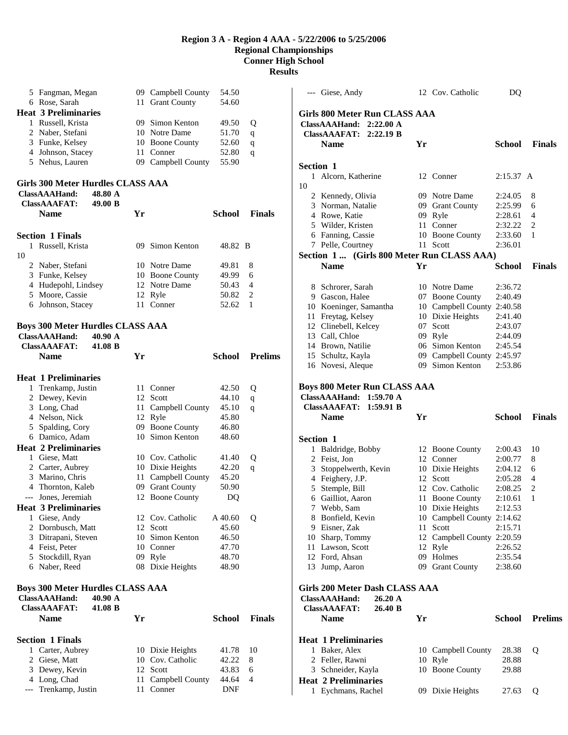# Region 3 A - Region 4 AAA - 5/22/2006 to 5/25/2006
## Regional Championships
## Conner High School
## Results

| | Name | Yr | School | Prelims | |
|---|---|---|---|---|---|
| 5 | Fangman, Megan | 09 | Campbell County | 54.50 | |
| 6 | Rose, Sarah | 11 | Grant County | 54.60 | |

**Heat 3 Preliminaries**

| | Name | Yr | School | Prelims | |
|---|---|---|---|---|---|
| 1 | Russell, Krista | 09 | Simon Kenton | 49.50 | Q |
| 2 | Naber, Stefani | 10 | Notre Dame | 51.70 | q |
| 3 | Funke, Kelsey | 10 | Boone County | 52.60 | q |
| 4 | Johnson, Stacey | 11 | Conner | 52.80 | q |
| 5 | Nehus, Lauren | 09 | Campbell County | 55.90 | |

### Girls 300 Meter Hurdles CLASS AAA

ClassAAAHand: 48.80 A
ClassAAAFAT: 49.00 B

**Section 1 Finals**

| | Name | Yr | School | Finals | |
|---|---|---|---|---|---|
| 1 | Russell, Krista | 09 | Simon Kenton | 48.82 B | 10 |
| 2 | Naber, Stefani | 10 | Notre Dame | 49.81 | 8 |
| 3 | Funke, Kelsey | 10 | Boone County | 49.99 | 6 |
| 4 | Hudepohl, Lindsey | 12 | Notre Dame | 50.43 | 4 |
| 5 | Moore, Cassie | 12 | Ryle | 50.82 | 2 |
| 6 | Johnson, Stacey | 11 | Conner | 52.62 | 1 |

### Boys 300 Meter Hurdles CLASS AAA

ClassAAAHand: 40.90 A
ClassAAAFAT: 41.08 B

**Heat 1 Preliminaries**

| | Name | Yr | School | Prelims | |
|---|---|---|---|---|---|
| 1 | Trenkamp, Justin | 11 | Conner | 42.50 | Q |
| 2 | Dewey, Kevin | 12 | Scott | 44.10 | q |
| 3 | Long, Chad | 11 | Campbell County | 45.10 | q |
| 4 | Nelson, Nick | 12 | Ryle | 45.80 | |
| 5 | Spalding, Cory | 09 | Boone County | 46.80 | |
| 6 | Damico, Adam | 10 | Simon Kenton | 48.60 | |

**Heat 2 Preliminaries**

| | Name | Yr | School | Prelims | |
|---|---|---|---|---|---|
| 1 | Giese, Matt | 10 | Cov. Catholic | 41.40 | Q |
| 2 | Carter, Aubrey | 10 | Dixie Heights | 42.20 | q |
| 3 | Marino, Chris | 11 | Campbell County | 45.20 | |
| 4 | Thornton, Kaleb | 09 | Grant County | 50.90 | |
| --- | Jones, Jeremiah | 12 | Boone County | DQ | |

**Heat 3 Preliminaries**

| | Name | Yr | School | Prelims | |
|---|---|---|---|---|---|
| 1 | Giese, Andy | 12 | Cov. Catholic | A 40.60 | Q |
| 2 | Dornbusch, Matt | 12 | Scott | 45.60 | |
| 3 | Ditrapani, Steven | 10 | Simon Kenton | 46.50 | |
| 4 | Feist, Peter | 10 | Conner | 47.70 | |
| 5 | Stockdill, Ryan | 09 | Ryle | 48.70 | |
| 6 | Naber, Reed | 08 | Dixie Heights | 48.90 | |

### Boys 300 Meter Hurdles CLASS AAA

ClassAAAHand: 40.90 A
ClassAAAFAT: 41.08 B

**Section 1 Finals**

| | Name | Yr | School | Finals | |
|---|---|---|---|---|---|
| 1 | Carter, Aubrey | 10 | Dixie Heights | 41.78 | 10 |
| 2 | Giese, Matt | 10 | Cov. Catholic | 42.22 | 8 |
| 3 | Dewey, Kevin | 12 | Scott | 43.83 | 6 |
| 4 | Long, Chad | 11 | Campbell County | 44.64 | 4 |
| --- | Trenkamp, Justin | 11 | Conner | DNF | |
| --- | Giese, Andy | 12 | Cov. Catholic | DQ | |

### Girls 800 Meter Run CLASS AAA

ClassAAAHand: 2:22.00 A
ClassAAAFAT: 2:22.19 B

**Section 1**

| | Name | Yr | School | Finals | |
|---|---|---|---|---|---|
| 1 | Alcorn, Katherine | 12 | Conner | 2:15.37 A | 10 |
| 2 | Kennedy, Olivia | 09 | Notre Dame | 2:24.05 | 8 |
| 3 | Norman, Natalie | 09 | Grant County | 2:25.99 | 6 |
| 4 | Rowe, Katie | 09 | Ryle | 2:28.61 | 4 |
| 5 | Wilder, Kristen | 11 | Conner | 2:32.22 | 2 |
| 6 | Fanning, Cassie | 10 | Boone County | 2:33.60 | 1 |
| 7 | Pelle, Courtney | 11 | Scott | 2:36.01 | |
| 8 | Schrorer, Sarah | 10 | Notre Dame | 2:36.72 | |
| 9 | Gascon, Halee | 07 | Boone County | 2:40.49 | |
| 10 | Koeninger, Samantha | 10 | Campbell County | 2:40.58 | |
| 11 | Freytag, Kelsey | 10 | Dixie Heights | 2:41.40 | |
| 12 | Clinebell, Kelcey | 07 | Scott | 2:43.07 | |
| 13 | Call, Chloe | 09 | Ryle | 2:44.09 | |
| 14 | Brown, Natilie | 06 | Simon Kenton | 2:45.54 | |
| 15 | Schultz, Kayla | 09 | Campbell County | 2:45.97 | |
| 16 | Novesi, Aleque | 09 | Simon Kenton | 2:53.86 | |

### Boys 800 Meter Run CLASS AAA

ClassAAAHand: 1:59.70 A
ClassAAAFAT: 1:59.91 B

**Section 1**

| | Name | Yr | School | Finals | |
|---|---|---|---|---|---|
| 1 | Baldridge, Bobby | 12 | Boone County | 2:00.43 | 10 |
| 2 | Feist, Jon | 12 | Conner | 2:00.77 | 8 |
| 3 | Stoppelwerth, Kevin | 10 | Dixie Heights | 2:04.12 | 6 |
| 4 | Feighery, J.P. | 12 | Scott | 2:05.28 | 4 |
| 5 | Stemple, Bill | 12 | Cov. Catholic | 2:08.25 | 2 |
| 6 | Gailliot, Aaron | 11 | Boone County | 2:10.61 | 1 |
| 7 | Webb, Sam | 10 | Dixie Heights | 2:12.53 | |
| 8 | Bonfield, Kevin | 10 | Campbell County | 2:14.62 | |
| 9 | Eisner, Zak | 11 | Scott | 2:15.71 | |
| 10 | Sharp, Tommy | 12 | Campbell County | 2:20.59 | |
| 11 | Lawson, Scott | 12 | Ryle | 2:26.52 | |
| 12 | Ford, Ahsan | 09 | Holmes | 2:35.54 | |
| 13 | Jump, Aaron | 09 | Grant County | 2:38.60 | |

### Girls 200 Meter Dash CLASS AAA

ClassAAAHand: 26.20 A
ClassAAAFAT: 26.40 B

**Heat 1 Preliminaries**

| | Name | Yr | School | Prelims | |
|---|---|---|---|---|---|
| 1 | Baker, Alex | 10 | Campbell County | 28.38 | Q |
| 2 | Feller, Rawni | 10 | Ryle | 28.88 | |
| 3 | Schneider, Kayla | 10 | Boone County | 29.88 | |

**Heat 2 Preliminaries**

| | Name | Yr | School | Prelims | |
|---|---|---|---|---|---|
| 1 | Eychmans, Rachel | 09 | Dixie Heights | 27.63 | Q |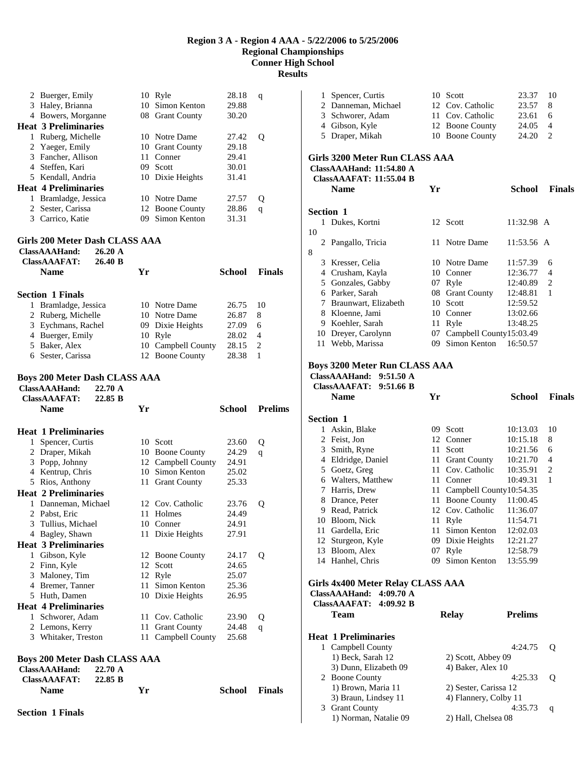# Region 3 A - Region 4 AAA - 5/22/2006 to 5/25/2006
## Regional Championships
## Conner High School
## Results

| | Name | Yr | School | Prelims | |
|---|---|---|---|---|---|
| 2 | Buerger, Emily | 10 | Ryle | 28.18 | q |
| 3 | Haley, Brianna | 10 | Simon Kenton | 29.88 | |
| 4 | Bowers, Morganne | 08 | Grant County | 30.20 | |

**Heat 3 Preliminaries**

| | Name | Yr | School | Prelims | |
|---|---|---|---|---|---|
| 1 | Ruberg, Michelle | 10 | Notre Dame | 27.42 | Q |
| 2 | Yaeger, Emily | 10 | Grant County | 29.18 | |
| 3 | Fancher, Allison | 11 | Conner | 29.41 | |
| 4 | Steffen, Kari | 09 | Scott | 30.01 | |
| 5 | Kendall, Andria | 10 | Dixie Heights | 31.41 | |

**Heat 4 Preliminaries**

| | Name | Yr | School | Prelims | |
|---|---|---|---|---|---|
| 1 | Bramladge, Jessica | 10 | Notre Dame | 27.57 | Q |
| 2 | Sester, Carissa | 12 | Boone County | 28.86 | q |
| 3 | Carrico, Katie | 09 | Simon Kenton | 31.31 | |

### Girls 200 Meter Dash CLASS AAA

**ClassAAAHand: 26.20 A**
**ClassAAAFAT: 26.40 B**

**Section 1 Finals**

| | Name | Yr | School | Finals | |
|---|---|---|---|---|---|
| 1 | Bramladge, Jessica | 10 | Notre Dame | 26.75 | 10 |
| 2 | Ruberg, Michelle | 10 | Notre Dame | 26.87 | 8 |
| 3 | Eychmans, Rachel | 09 | Dixie Heights | 27.09 | 6 |
| 4 | Buerger, Emily | 10 | Ryle | 28.02 | 4 |
| 5 | Baker, Alex | 10 | Campbell County | 28.15 | 2 |
| 6 | Sester, Carissa | 12 | Boone County | 28.38 | 1 |

### Boys 200 Meter Dash CLASS AAA

**ClassAAAHand: 22.70 A**
**ClassAAAFAT: 22.85 B**

**Heat 1 Preliminaries**

| | Name | Yr | School | Prelims | |
|---|---|---|---|---|---|
| 1 | Spencer, Curtis | 10 | Scott | 23.60 | Q |
| 2 | Draper, Mikah | 10 | Boone County | 24.29 | q |
| 3 | Popp, Johnny | 12 | Campbell County | 24.91 | |
| 4 | Kentrup, Chris | 10 | Simon Kenton | 25.02 | |
| 5 | Rios, Anthony | 11 | Grant County | 25.33 | |

**Heat 2 Preliminaries**

| | Name | Yr | School | Prelims | |
|---|---|---|---|---|---|
| 1 | Danneman, Michael | 12 | Cov. Catholic | 23.76 | Q |
| 2 | Pabst, Eric | 11 | Holmes | 24.49 | |
| 3 | Tullius, Michael | 10 | Conner | 24.91 | |
| 4 | Bagley, Shawn | 11 | Dixie Heights | 27.91 | |

**Heat 3 Preliminaries**

| | Name | Yr | School | Prelims | |
|---|---|---|---|---|---|
| 1 | Gibson, Kyle | 12 | Boone County | 24.17 | Q |
| 2 | Finn, Kyle | 12 | Scott | 24.65 | |
| 3 | Maloney, Tim | 12 | Ryle | 25.07 | |
| 4 | Bremer, Tanner | 11 | Simon Kenton | 25.36 | |
| 5 | Huth, Damen | 10 | Dixie Heights | 26.95 | |

**Heat 4 Preliminaries**

| | Name | Yr | School | Prelims | |
|---|---|---|---|---|---|
| 1 | Schworer, Adam | 11 | Cov. Catholic | 23.90 | Q |
| 2 | Lemons, Kerry | 11 | Grant County | 24.48 | q |
| 3 | Whitaker, Treston | 11 | Campbell County | 25.68 | |

### Boys 200 Meter Dash CLASS AAA

**ClassAAAHand: 22.70 A**
**ClassAAAFAT: 22.85 B**

**Section 1 Finals**

| | Name | Yr | School | Finals | |
|---|---|---|---|---|---|
| 1 | Spencer, Curtis | 10 | Scott | 23.37 | 10 |
| 2 | Danneman, Michael | 12 | Cov. Catholic | 23.57 | 8 |
| 3 | Schworer, Adam | 11 | Cov. Catholic | 23.61 | 6 |
| 4 | Gibson, Kyle | 12 | Boone County | 24.05 | 4 |
| 5 | Draper, Mikah | 10 | Boone County | 24.20 | 2 |

### Girls 3200 Meter Run CLASS AAA

**ClassAAAHand: 11:54.80 A**
**ClassAAAFAT: 11:55.04 B**

**Section 1**

| | Name | Yr | School | Finals | |
|---|---|---|---|---|---|
| 1 | Dukes, Kortni | 12 | Scott | 11:32.98 A | 10 |
| 2 | Pangallo, Tricia | 11 | Notre Dame | 11:53.56 A | 8 |
| 3 | Kresser, Celia | 10 | Notre Dame | 11:57.39 | 6 |
| 4 | Crusham, Kayla | 10 | Conner | 12:36.77 | 4 |
| 5 | Gonzales, Gabby | 07 | Ryle | 12:40.89 | 2 |
| 6 | Parker, Sarah | 08 | Grant County | 12:48.81 | 1 |
| 7 | Braunwart, Elizabeth | 10 | Scott | 12:59.52 | |
| 8 | Kloenne, Jami | 10 | Conner | 13:02.66 | |
| 9 | Koehler, Sarah | 11 | Ryle | 13:48.25 | |
| 10 | Dreyer, Carolynn | 07 | Campbell County | 15:03.49 | |
| 11 | Webb, Marissa | 09 | Simon Kenton | 16:50.57 | |

### Boys 3200 Meter Run CLASS AAA

**ClassAAAHand: 9:51.50 A**
**ClassAAAFAT: 9:51.66 B**

**Section 1**

| | Name | Yr | School | Finals | |
|---|---|---|---|---|---|
| 1 | Askin, Blake | 09 | Scott | 10:13.03 | 10 |
| 2 | Feist, Jon | 12 | Conner | 10:15.18 | 8 |
| 3 | Smith, Ryne | 11 | Scott | 10:21.56 | 6 |
| 4 | Eldridge, Daniel | 11 | Grant County | 10:21.70 | 4 |
| 5 | Goetz, Greg | 11 | Cov. Catholic | 10:35.91 | 2 |
| 6 | Walters, Matthew | 11 | Conner | 10:49.31 | 1 |
| 7 | Harris, Drew | 11 | Campbell County | 10:54.35 | |
| 8 | Drance, Peter | 11 | Boone County | 11:00.45 | |
| 9 | Read, Patrick | 12 | Cov. Catholic | 11:36.07 | |
| 10 | Bloom, Nick | 11 | Ryle | 11:54.71 | |
| 11 | Gardella, Eric | 11 | Simon Kenton | 12:02.03 | |
| 12 | Sturgeon, Kyle | 09 | Dixie Heights | 12:21.27 | |
| 13 | Bloom, Alex | 07 | Ryle | 12:58.79 | |
| 14 | Hanhel, Chris | 09 | Simon Kenton | 13:55.99 | |

### Girls 4x400 Meter Relay CLASS AAA

**ClassAAAHand: 4:09.70 A**
**ClassAAAFAT: 4:09.92 B**

**Heat 1 Preliminaries**

| | Team | Relay | Prelims | |
|---|---|---|---|---|
| 1 | Campbell County | | 4:24.75 | Q |
| | 1) Beck, Sarah 12 | 2) Scott, Abbey 09 | | |
| | 3) Dunn, Elizabeth 09 | 4) Baker, Alex 10 | | |
| 2 | Boone County | | 4:25.33 | Q |
| | 1) Brown, Maria 11 | 2) Sester, Carissa 12 | | |
| | 3) Braun, Lindsey 11 | 4) Flannery, Colby 11 | | |
| 3 | Grant County | | 4:35.73 | q |
| | 1) Norman, Natalie 09 | 2) Hall, Chelsea 08 | | |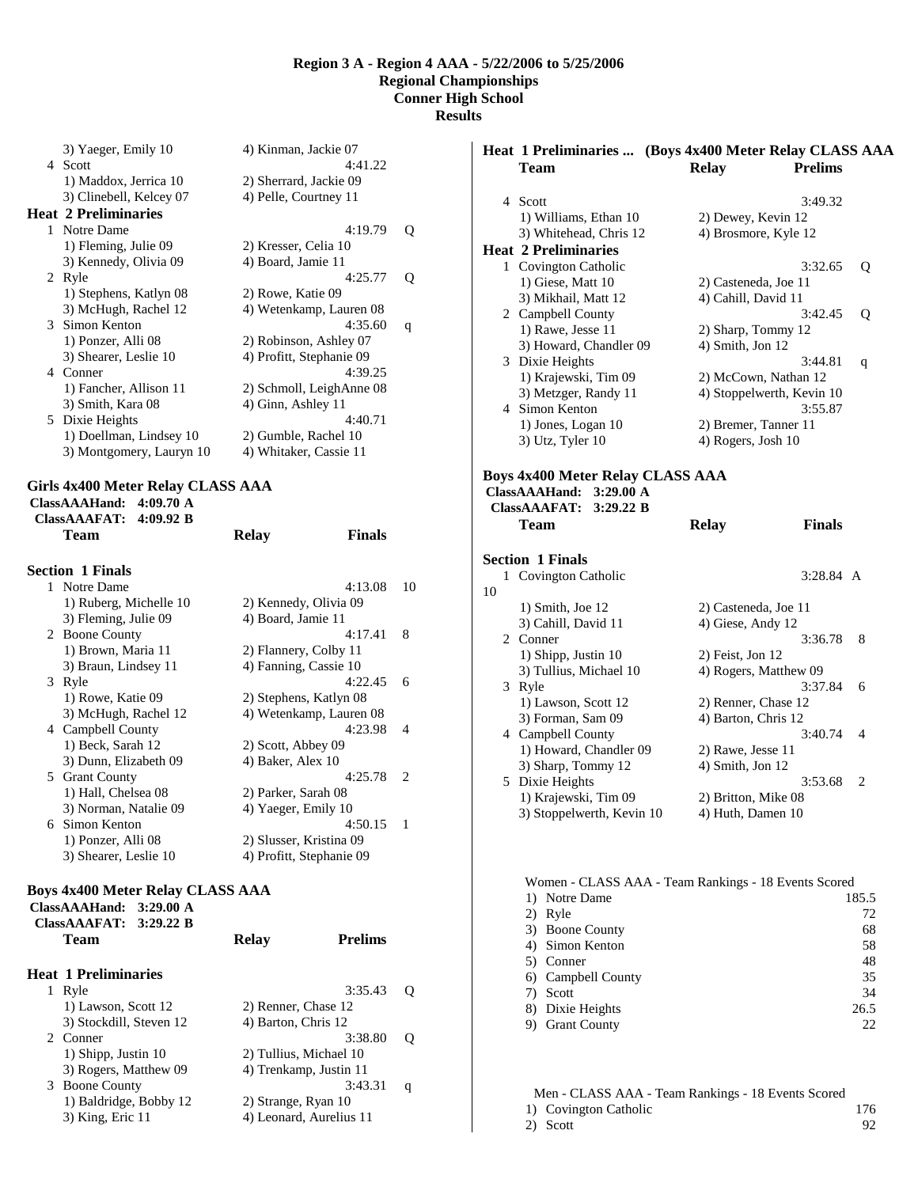# Region 3 A - Region 4 AAA - 5/22/2006 to 5/25/2006
## Regional Championships
## Conner High School
## Results

```
      3) Yaeger, Emily 10            4) Kinman, Jackie 07
  4 Scott                                        4:41.22
      1) Maddox, Jerrica 10          2) Sherrard, Jackie 09
      3) Clinebell, Kelcey 07        4) Pelle, Courtney 11
Heat  2 Preliminaries
  1 Notre Dame                                   4:19.79   Q
      1) Fleming, Julie 09           2) Kresser, Celia 10
      3) Kennedy, Olivia 09          4) Board, Jamie 11
  2 Ryle                                         4:25.77   Q
      1) Stephens, Katlyn 08         2) Rowe, Katie 09
      3) McHugh, Rachel 12           4) Wetenkamp, Lauren 08
  3 Simon Kenton                                 4:35.60   q
      1) Ponzer, Alli 08             2) Robinson, Ashley 07
      3) Shearer, Leslie 10          4) Profitt, Stephanie 09
  4 Conner                                       4:39.25
      1) Fancher, Allison 11         2) Schmoll, LeighAnne 08
      3) Smith, Kara 08              4) Ginn, Ashley 11
  5 Dixie Heights                                4:40.71
      1) Doellman, Lindsey 10        2) Gumble, Rachel 10
      3) Montgomery, Lauryn 10       4) Whitaker, Cassie 11
```

### Girls 4x400 Meter Relay CLASS AAA

```
 ClassAAAHand:   4:09.70 A
  ClassAAAFAT:   4:09.92 B
    Team                            Relay                  Finals

Section  1 Finals
  1 Notre Dame                                   4:13.08   10
      1) Ruberg, Michelle 10         2) Kennedy, Olivia 09
      3) Fleming, Julie 09           4) Board, Jamie 11
  2 Boone County                                 4:17.41   8
      1) Brown, Maria 11             2) Flannery, Colby 11
      3) Braun, Lindsey 11           4) Fanning, Cassie 10
  3 Ryle                                         4:22.45   6
      1) Rowe, Katie 09              2) Stephens, Katlyn 08
      3) McHugh, Rachel 12           4) Wetenkamp, Lauren 08
  4 Campbell County                              4:23.98   4
      1) Beck, Sarah 12              2) Scott, Abbey 09
      3) Dunn, Elizabeth 09          4) Baker, Alex 10
  5 Grant County                                 4:25.78   2
      1) Hall, Chelsea 08            2) Parker, Sarah 08
      3) Norman, Natalie 09          4) Yaeger, Emily 10
  6 Simon Kenton                                 4:50.15   1
      1) Ponzer, Alli 08             2) Slusser, Kristina 09
      3) Shearer, Leslie 10          4) Profitt, Stephanie 09
```

### Boys 4x400 Meter Relay CLASS AAA

```
 ClassAAAHand:   3:29.00 A
  ClassAAAFAT:   3:29.22 B
    Team                            Relay                  Prelims

Heat  1 Preliminaries
  1 Ryle                                         3:35.43   Q
      1) Lawson, Scott 12            2) Renner, Chase 12
      3) Stockdill, Steven 12        4) Barton, Chris 12
  2 Conner                                       3:38.80   Q
      1) Shipp, Justin 10            2) Tullius, Michael 10
      3) Rogers, Matthew 09          4) Trenkamp, Justin 11
  3 Boone County                                 3:43.31   q
      1) Baldridge, Bobby 12         2) Strange, Ryan 10
      3) King, Eric 11               4) Leonard, Aurelius 11
```

```
Heat  1 Preliminaries ...  (Boys 4x400 Meter Relay CLASS AAA
    Team                            Relay                  Prelims

  4 Scott                                        3:49.32
      1) Williams, Ethan 10          2) Dewey, Kevin 12
      3) Whitehead, Chris 12         4) Brosmore, Kyle 12
Heat  2 Preliminaries
  1 Covington Catholic                           3:32.65   Q
      1) Giese, Matt 10              2) Casteneda, Joe 11
      3) Mikhail, Matt 12            4) Cahill, David 11
  2 Campbell County                              3:42.45   Q
      1) Rawe, Jesse 11              2) Sharp, Tommy 12
      3) Howard, Chandler 09         4) Smith, Jon 12
  3 Dixie Heights                                3:44.81   q
      1) Krajewski, Tim 09           2) McCown, Nathan 12
      3) Metzger, Randy 11           4) Stoppelwerth, Kevin 10
  4 Simon Kenton                                 3:55.87
      1) Jones, Logan 10             2) Bremer, Tanner 11
      3) Utz, Tyler 10               4) Rogers, Josh 10
```

### Boys 4x400 Meter Relay CLASS AAA

```
 ClassAAAHand:   3:29.00 A
  ClassAAAFAT:   3:29.22 B
    Team                            Relay                  Finals

Section  1 Finals
  1 Covington Catholic                           3:28.84 A 10
      1) Smith, Joe 12               2) Casteneda, Joe 11
      3) Cahill, David 11            4) Giese, Andy 12
  2 Conner                                       3:36.78   8
      1) Shipp, Justin 10            2) Feist, Jon 12
      3) Tullius, Michael 10         4) Rogers, Matthew 09
  3 Ryle                                         3:37.84   6
      1) Lawson, Scott 12            2) Renner, Chase 12
      3) Forman, Sam 09              4) Barton, Chris 12
  4 Campbell County                              3:40.74   4
      1) Howard, Chandler 09         2) Rawe, Jesse 11
      3) Sharp, Tommy 12             4) Smith, Jon 12
  5 Dixie Heights                                3:53.68   2
      1) Krajewski, Tim 09           2) Britton, Mike 08
      3) Stoppelwerth, Kevin 10      4) Huth, Damen 10
```

```
   Women - CLASS AAA - Team Rankings - 18 Events Scored
   1) Notre Dame                                   185.5
   2) Ryle                                            72
   3) Boone County                                    68
   4) Simon Kenton                                    58
   5) Conner                                          48
   6) Campbell County                                 35
   7) Scott                                           34
   8) Dixie Heights                                 26.5
   9) Grant County                                    22
```

```
   Men - CLASS AAA - Team Rankings - 18 Events Scored
   1) Covington Catholic                             176
   2) Scott                                           92
```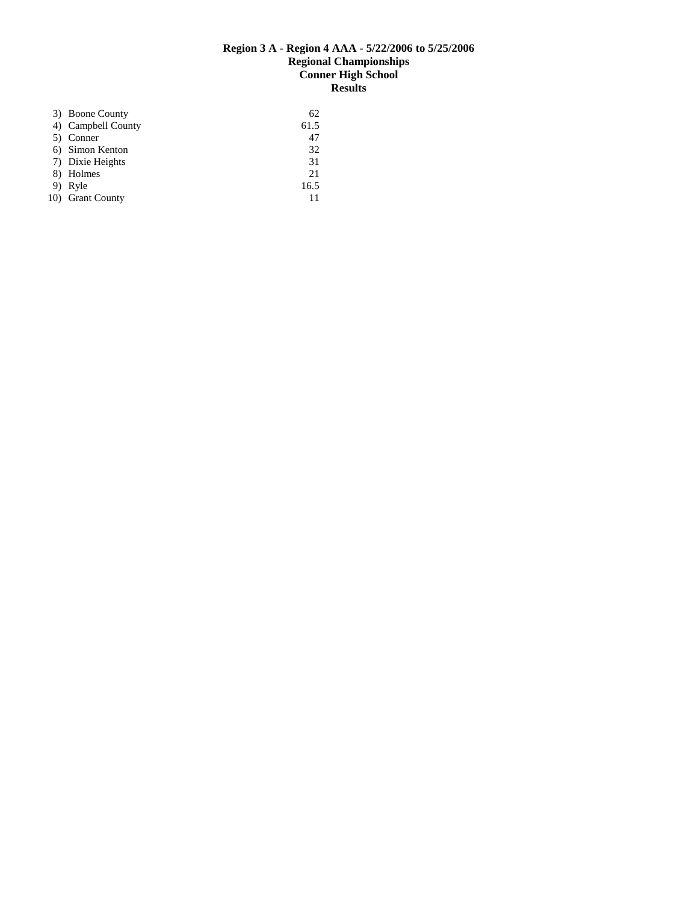**Region 3 A - Region 4 AAA - 5/22/2006 to 5/25/2006**
**Regional Championships**
**Conner High School**
**Results**

| | | |
|---|---|---|
| 3) | Boone County | 62 |
| 4) | Campbell County | 61.5 |
| 5) | Conner | 47 |
| 6) | Simon Kenton | 32 |
| 7) | Dixie Heights | 31 |
| 8) | Holmes | 21 |
| 9) | Ryle | 16.5 |
| 10) | Grant County | 11 |